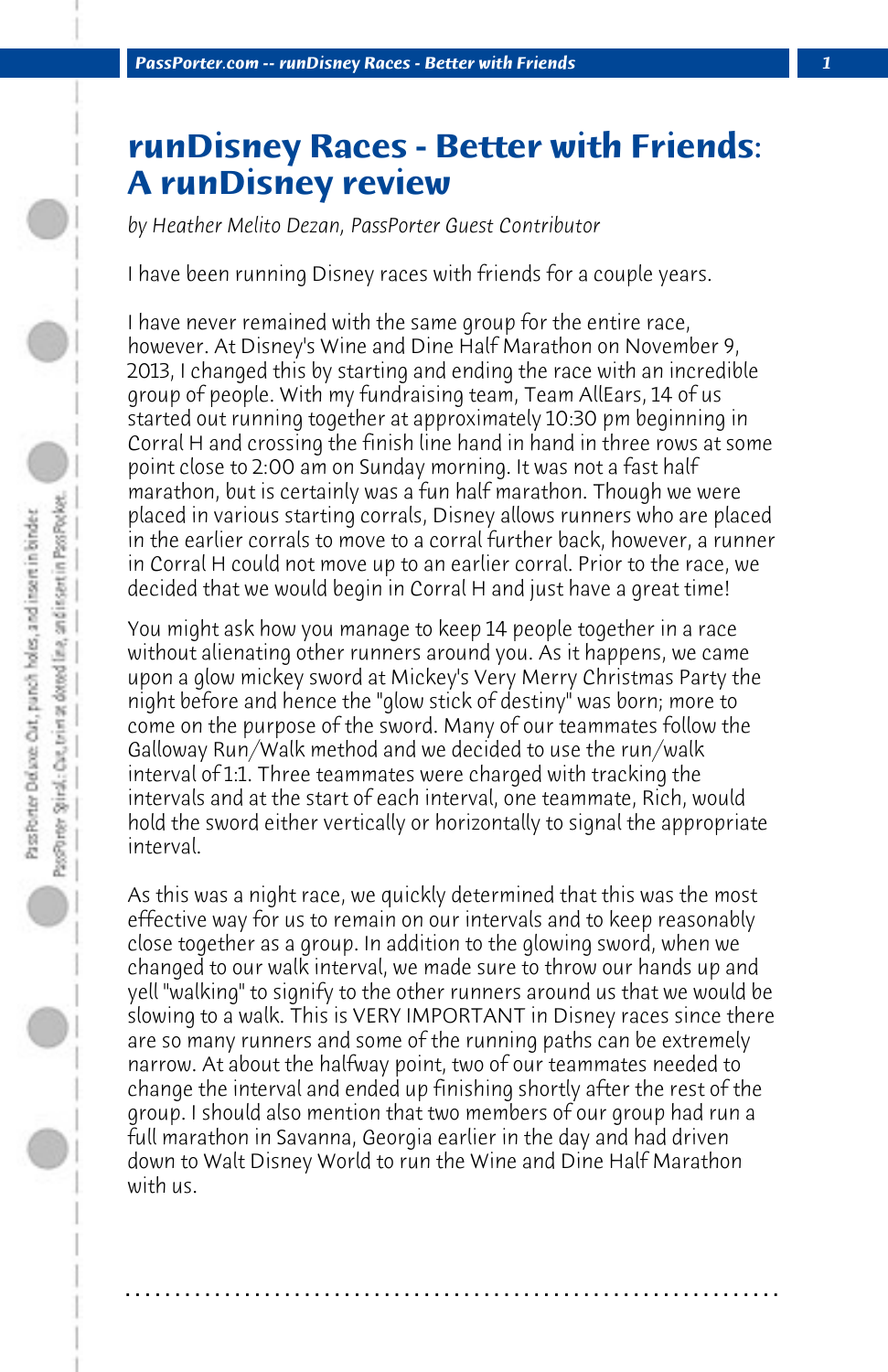# runDisney Races - Better with Friends: A runDisney review

*by Heather Melito Dezan, PassPorter Guest Contributor*

I have been running Disney races with friends for a couple years.

I have never remained with the same group for the entire race, however. At Disney's Wine and Dine Half Marathon on November 9, 2013, I changed this by starting and ending the race with an incredible group of people. With my fundraising team, Team AllEars, 14 of us started out running together at approximately 10:30 pm beginning in Corral H and crossing the finish line hand in hand in three rows at some point close to 2:00 am on Sunday morning. It was not a fast half marathon, but is certainly was a fun half marathon. Though we were placed in various starting corrals, Disney allows runners who are placed in the earlier corrals to move to a corral further back, however, a runner in Corral H could not move up to an earlier corral. Prior to the race, we decided that we would begin in Corral H and just have a great time!

You might ask how you manage to keep 14 people together in a race without alienating other runners around you. As it happens, we came upon a glow mickey sword at Mickey's Very Merry Christmas Party the night before and hence the "glow stick of destiny" was born; more to come on the purpose of the sword. Many of our teammates follow the Galloway Run/Walk method and we decided to use the run/walk interval of 1:1. Three teammates were charged with tracking the intervals and at the start of each interval, one teammate, Rich, would hold the sword either vertically or horizontally to signal the appropriate interval.

As this was a night race, we quickly determined that this was the most effective way for us to remain on our intervals and to keep reasonably close together as a group. In addition to the glowing sword, when we changed to our walk interval, we made sure to throw our hands up and yell "walking" to signify to the other runners around us that we would be slowing to a walk. This is VERY IMPORTANT in Disney races since there are so many runners and some of the running paths can be extremely narrow. At about the halfway point, two of our teammates needed to change the interval and ended up finishing shortly after the rest of the group. I should also mention that two members of our group had run a full marathon in Savanna, Georgia earlier in the day and had driven down to Walt Disney World to run the Wine and Dine Half Marathon with us.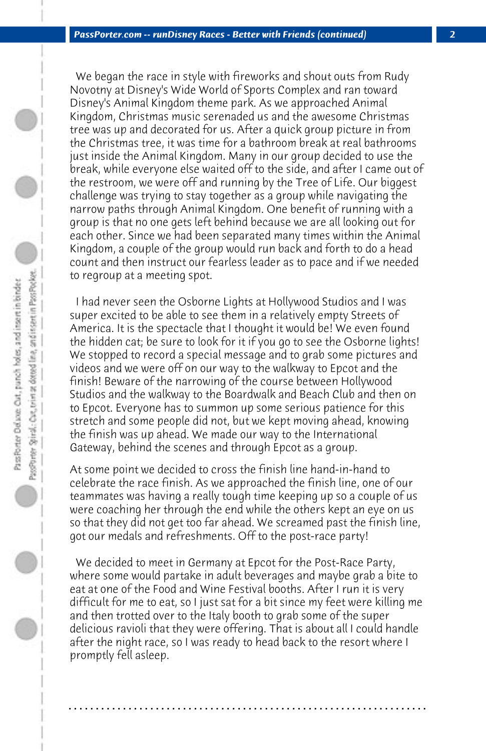We began the race in style with fireworks and shout outs from Rudy Novotny at Disney's Wide World of Sports Complex and ran toward Disney's Animal Kingdom theme park. As we approached Animal Kingdom, Christmas music serenaded us and the awesome Christmas tree was up and decorated for us. After a quick group picture in from the Christmas tree, it was time for a bathroom break at real bathrooms just inside the Animal Kingdom. Many in our group decided to use the break, while everyone else waited off to the side, and after I came out of the restroom, we were off and running by the Tree of Life. Our biggest challenge was trying to stay together as a group while navigating the narrow paths through Animal Kingdom. One benefit of running with a group is that no one gets left behind because we are all looking out for each other. Since we had been separated many times within the Animal Kingdom, a couple of the group would run back and forth to do a head count and then instruct our fearless leader as to pace and if we needed to regroup at a meeting spot.

I had never seen the Osborne Lights at Hollywood Studios and I was super excited to be able to see them in a relatively empty Streets of America. It is the spectacle that I thought it would be! We even found the hidden cat; be sure to look for it if you go to see the Osborne lights! We stopped to record a special message and to grab some pictures and videos and we were off on our way to the walkway to Epcot and the finish! Beware of the narrowing of the course between Hollywood Studios and the walkway to the Boardwalk and Beach Club and then on to Epcot. Everyone has to summon up some serious patience for this stretch and some people did not, but we kept moving ahead, knowing the finish was up ahead. We made our way to the International Gateway, behind the scenes and through Epcot as a group.

At some point we decided to cross the finish line hand-in-hand to celebrate the race finish. As we approached the finish line, one of our teammates was having a really tough time keeping up so a couple of us were coaching her through the end while the others kept an eye on us so that they did not get too far ahead. We screamed past the finish line, got our medals and refreshments. Off to the post-race party!

We decided to meet in Germany at Epcot for the Post-Race Party, where some would partake in adult beverages and maybe grab a bite to eat at one of the Food and Wine Festival booths. After I run it is very difficult for me to eat, so I just sat for a bit since my feet were killing me and then trotted over to the Italy booth to grab some of the super delicious ravioli that they were offering. That is about all I could handle after the night race, so I was ready to head back to the resort where I promptly fell asleep.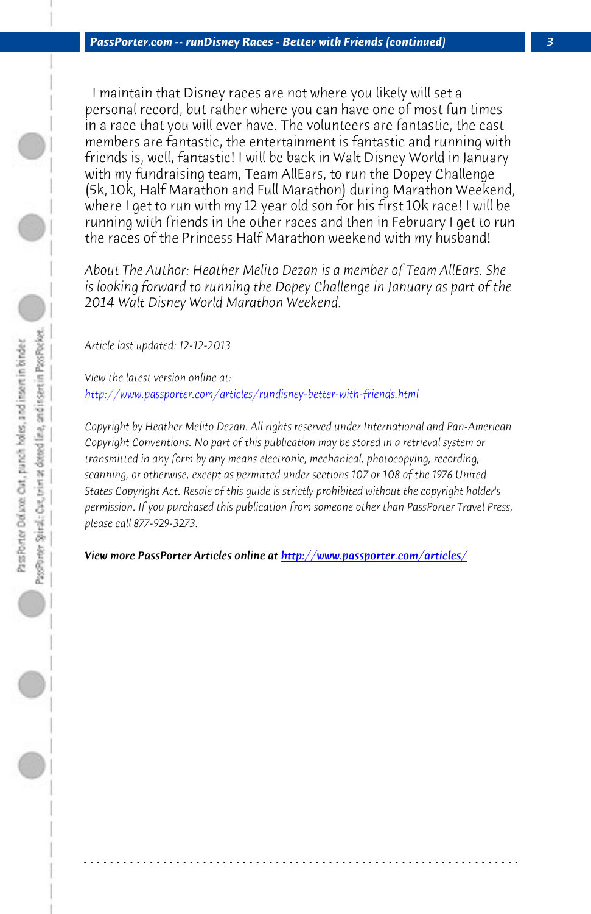I maintain that Disney races are not where you likely will set a personal record, but rather where you can have one of most fun times in a race that you will ever have. The volunteers are fantastic, the cast members are fantastic, the entertainment is fantastic and running with friends is, well, fantastic! I will be back in Walt Disney World in January with my fundraising team, Team AllEars, to run the Dopey Challenge (5k, 10k, Half Marathon and Full Marathon) during Marathon Weekend, where I get to run with my 12 year old son for his first 10k race! I will be running with friends in the other races and then in February I get to run the races of the Princess Half Marathon weekend with my husband!

*About The Author: Heather Melito Dezan is a member of Team AllEars. She is looking forward to running the Dopey Challenge in January as part of the 2014 Walt Disney World Marathon Weekend.*

*Article last updated: 12-12-2013*

*View the latest version online at:*
*http://www.passporter.com/articles/rundisney-better-with-friends.html*

*Copyright by Heather Melito Dezan. All rights reserved under International and Pan-American Copyright Conventions. No part of this publication may be stored in a retrieval system or transmitted in any form by any means electronic, mechanical, photocopying, recording, scanning, or otherwise, except as permitted under sections 107 or 108 of the 1976 United States Copyright Act. Resale of this guide is strictly prohibited without the copyright holder's permission. If you purchased this publication from someone other than PassPorter Travel Press, please call 877-929-3273.*

***View more PassPorter Articles online at http://www.passporter.com/articles/***